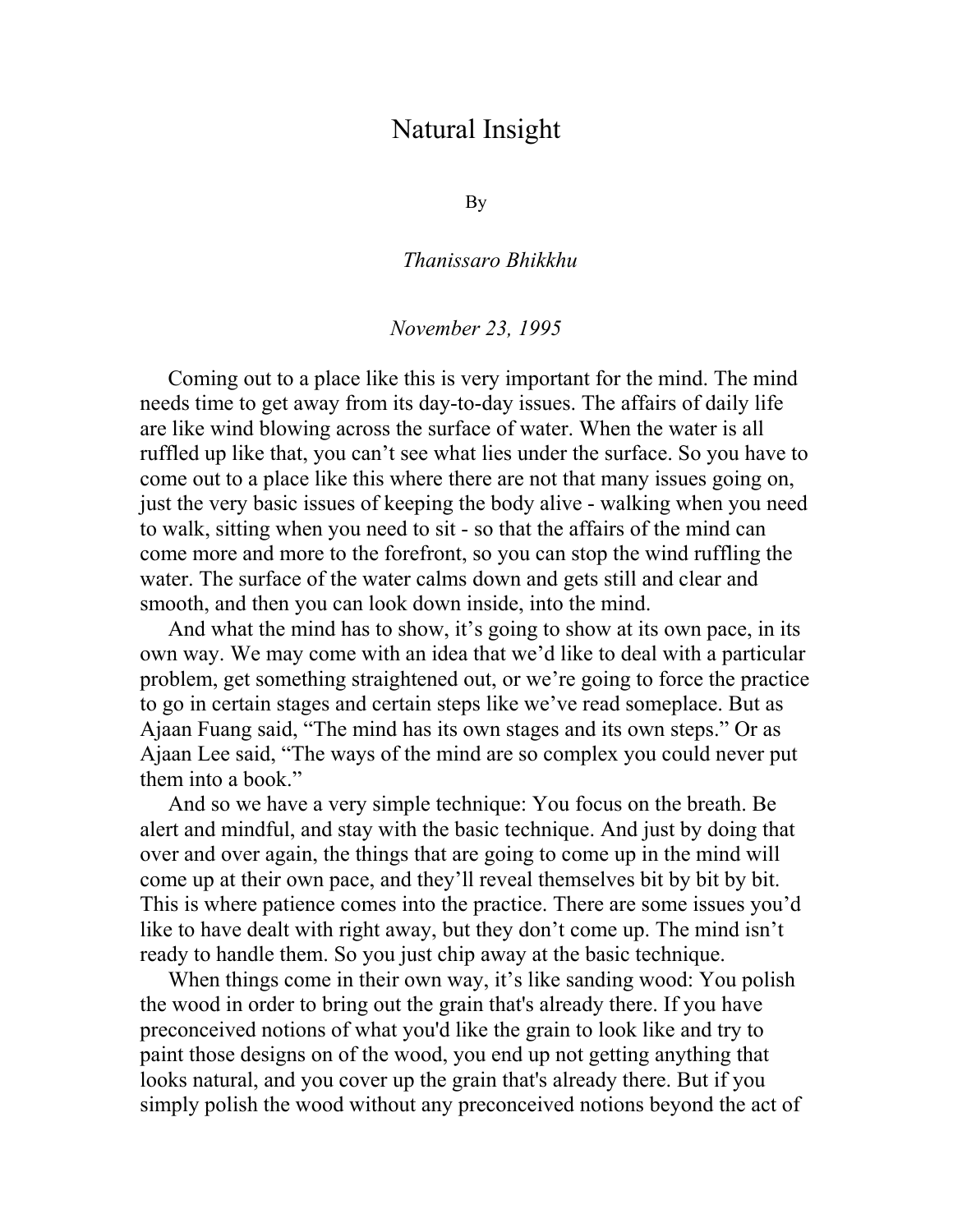# Natural Insight

By

*Thanissaro Bhikkhu*

*November 23, 1995*

Coming out to a place like this is very important for the mind. The mind needs time to get away from its day-to-day issues. The affairs of daily life are like wind blowing across the surface of water. When the water is all ruffled up like that, you can't see what lies under the surface. So you have to come out to a place like this where there are not that many issues going on, just the very basic issues of keeping the body alive - walking when you need to walk, sitting when you need to sit - so that the affairs of the mind can come more and more to the forefront, so you can stop the wind ruffling the water. The surface of the water calms down and gets still and clear and smooth, and then you can look down inside, into the mind.

And what the mind has to show, it's going to show at its own pace, in its own way. We may come with an idea that we'd like to deal with a particular problem, get something straightened out, or we're going to force the practice to go in certain stages and certain steps like we've read someplace. But as Ajaan Fuang said, "The mind has its own stages and its own steps." Or as Ajaan Lee said, "The ways of the mind are so complex you could never put them into a book."

And so we have a very simple technique: You focus on the breath. Be alert and mindful, and stay with the basic technique. And just by doing that over and over again, the things that are going to come up in the mind will come up at their own pace, and they'll reveal themselves bit by bit by bit. This is where patience comes into the practice. There are some issues you'd like to have dealt with right away, but they don't come up. The mind isn't ready to handle them. So you just chip away at the basic technique.

When things come in their own way, it's like sanding wood: You polish the wood in order to bring out the grain that's already there. If you have preconceived notions of what you'd like the grain to look like and try to paint those designs on of the wood, you end up not getting anything that looks natural, and you cover up the grain that's already there. But if you simply polish the wood without any preconceived notions beyond the act of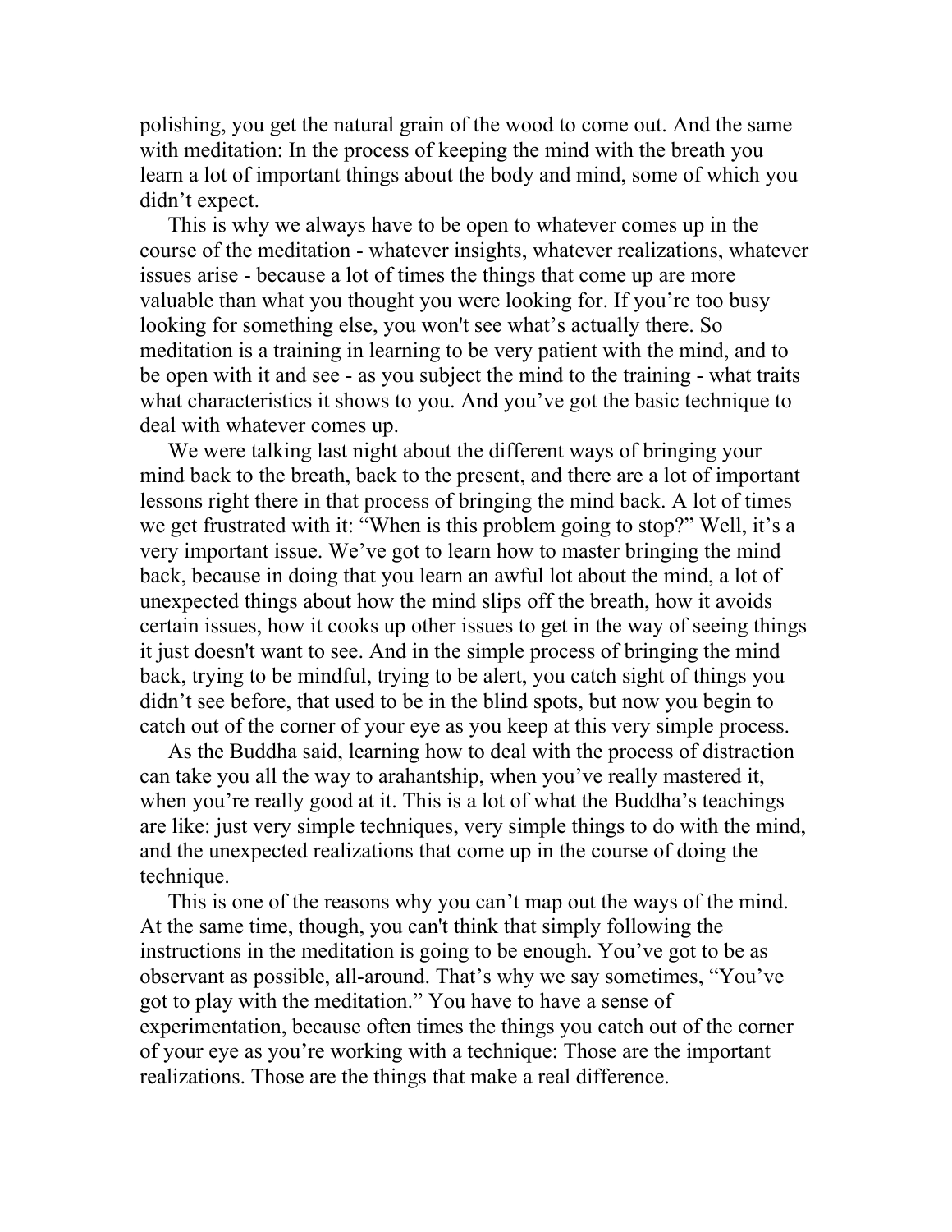polishing, you get the natural grain of the wood to come out. And the same with meditation: In the process of keeping the mind with the breath you learn a lot of important things about the body and mind, some of which you didn't expect.

This is why we always have to be open to whatever comes up in the course of the meditation - whatever insights, whatever realizations, whatever issues arise - because a lot of times the things that come up are more valuable than what you thought you were looking for. If you're too busy looking for something else, you won't see what's actually there. So meditation is a training in learning to be very patient with the mind, and to be open with it and see - as you subject the mind to the training - what traits what characteristics it shows to you. And you've got the basic technique to deal with whatever comes up.

We were talking last night about the different ways of bringing your mind back to the breath, back to the present, and there are a lot of important lessons right there in that process of bringing the mind back. A lot of times we get frustrated with it: "When is this problem going to stop?" Well, it's a very important issue. We've got to learn how to master bringing the mind back, because in doing that you learn an awful lot about the mind, a lot of unexpected things about how the mind slips off the breath, how it avoids certain issues, how it cooks up other issues to get in the way of seeing things it just doesn't want to see. And in the simple process of bringing the mind back, trying to be mindful, trying to be alert, you catch sight of things you didn't see before, that used to be in the blind spots, but now you begin to catch out of the corner of your eye as you keep at this very simple process.

As the Buddha said, learning how to deal with the process of distraction can take you all the way to arahantship, when you've really mastered it, when you're really good at it. This is a lot of what the Buddha's teachings are like: just very simple techniques, very simple things to do with the mind, and the unexpected realizations that come up in the course of doing the technique.

This is one of the reasons why you can't map out the ways of the mind. At the same time, though, you can't think that simply following the instructions in the meditation is going to be enough. You've got to be as observant as possible, all-around. That's why we say sometimes, "You've got to play with the meditation." You have to have a sense of experimentation, because often times the things you catch out of the corner of your eye as you're working with a technique: Those are the important realizations. Those are the things that make a real difference.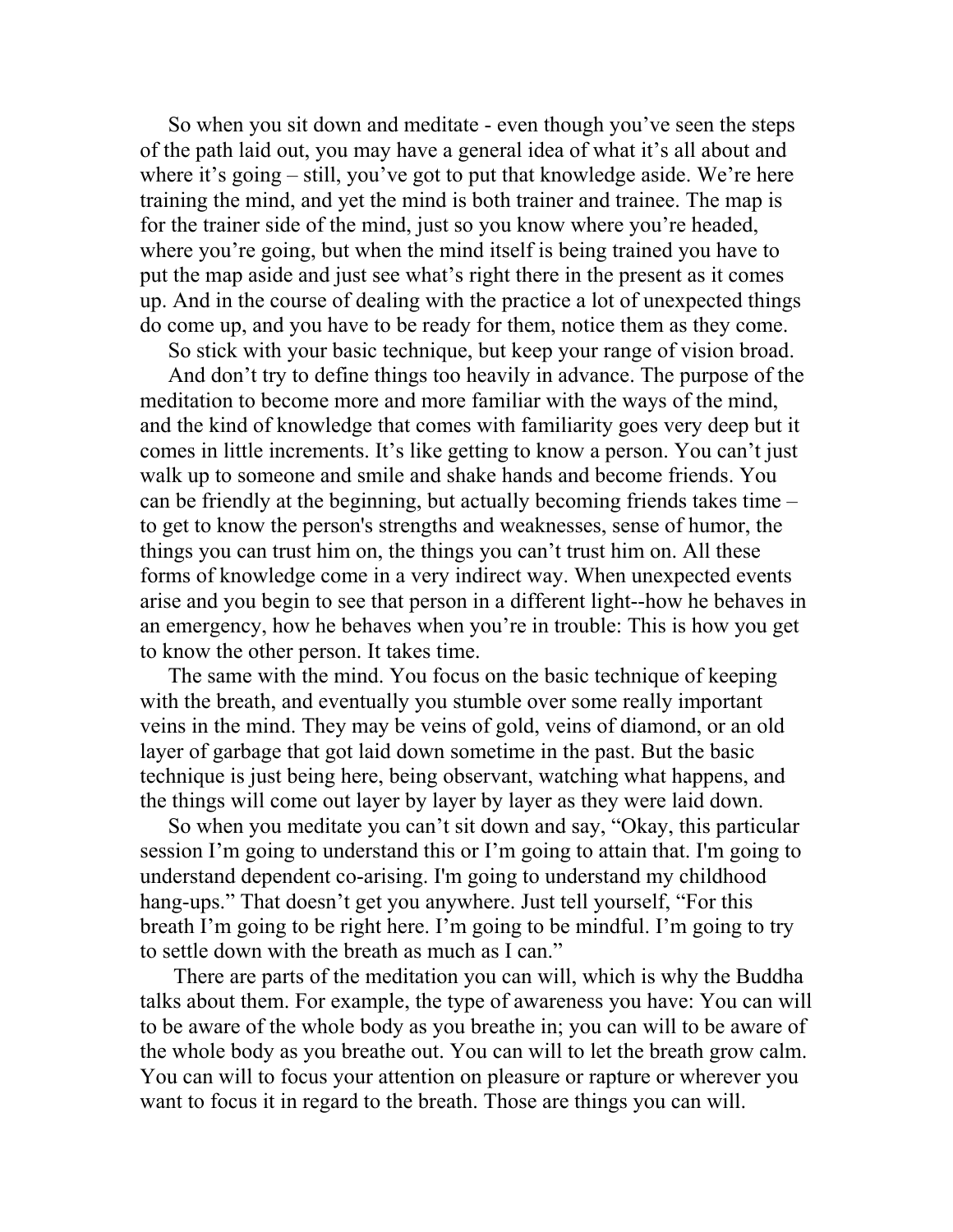So when you sit down and meditate - even though you've seen the steps of the path laid out, you may have a general idea of what it's all about and where it's going – still, you've got to put that knowledge aside. We're here training the mind, and yet the mind is both trainer and trainee. The map is for the trainer side of the mind, just so you know where you're headed, where you're going, but when the mind itself is being trained you have to put the map aside and just see what's right there in the present as it comes up. And in the course of dealing with the practice a lot of unexpected things do come up, and you have to be ready for them, notice them as they come.

So stick with your basic technique, but keep your range of vision broad.

And don't try to define things too heavily in advance. The purpose of the meditation to become more and more familiar with the ways of the mind, and the kind of knowledge that comes with familiarity goes very deep but it comes in little increments. It's like getting to know a person. You can't just walk up to someone and smile and shake hands and become friends. You can be friendly at the beginning, but actually becoming friends takes time – to get to know the person's strengths and weaknesses, sense of humor, the things you can trust him on, the things you can't trust him on. All these forms of knowledge come in a very indirect way. When unexpected events arise and you begin to see that person in a different light--how he behaves in an emergency, how he behaves when you're in trouble: This is how you get to know the other person. It takes time.

The same with the mind. You focus on the basic technique of keeping with the breath, and eventually you stumble over some really important veins in the mind. They may be veins of gold, veins of diamond, or an old layer of garbage that got laid down sometime in the past. But the basic technique is just being here, being observant, watching what happens, and the things will come out layer by layer by layer as they were laid down.

So when you meditate you can't sit down and say, "Okay, this particular session I'm going to understand this or I'm going to attain that. I'm going to understand dependent co-arising. I'm going to understand my childhood hang-ups." That doesn't get you anywhere. Just tell yourself, "For this breath I'm going to be right here. I'm going to be mindful. I'm going to try to settle down with the breath as much as I can."

There are parts of the meditation you can will, which is why the Buddha talks about them. For example, the type of awareness you have: You can will to be aware of the whole body as you breathe in; you can will to be aware of the whole body as you breathe out. You can will to let the breath grow calm. You can will to focus your attention on pleasure or rapture or wherever you want to focus it in regard to the breath. Those are things you can will.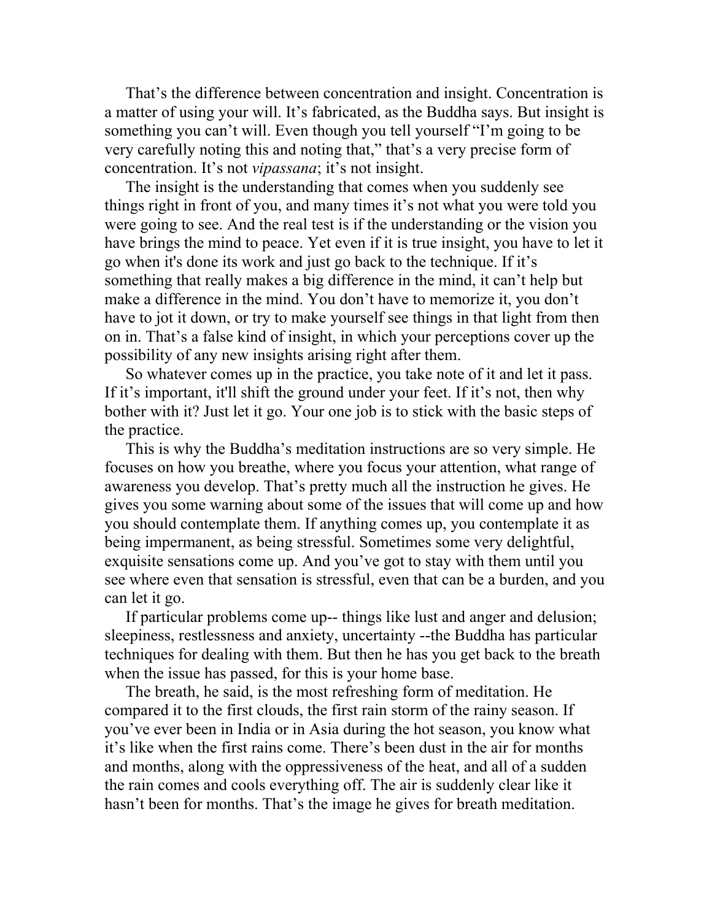That's the difference between concentration and insight. Concentration is a matter of using your will. It's fabricated, as the Buddha says. But insight is something you can't will. Even though you tell yourself "I'm going to be very carefully noting this and noting that," that's a very precise form of concentration. It's not *vipassana*; it's not insight.

The insight is the understanding that comes when you suddenly see things right in front of you, and many times it's not what you were told you were going to see. And the real test is if the understanding or the vision you have brings the mind to peace. Yet even if it is true insight, you have to let it go when it's done its work and just go back to the technique. If it's something that really makes a big difference in the mind, it can't help but make a difference in the mind. You don't have to memorize it, you don't have to jot it down, or try to make yourself see things in that light from then on in. That's a false kind of insight, in which your perceptions cover up the possibility of any new insights arising right after them.

So whatever comes up in the practice, you take note of it and let it pass. If it's important, it'll shift the ground under your feet. If it's not, then why bother with it? Just let it go. Your one job is to stick with the basic steps of the practice.

This is why the Buddha's meditation instructions are so very simple. He focuses on how you breathe, where you focus your attention, what range of awareness you develop. That's pretty much all the instruction he gives. He gives you some warning about some of the issues that will come up and how you should contemplate them. If anything comes up, you contemplate it as being impermanent, as being stressful. Sometimes some very delightful, exquisite sensations come up. And you've got to stay with them until you see where even that sensation is stressful, even that can be a burden, and you can let it go.

If particular problems come up-- things like lust and anger and delusion; sleepiness, restlessness and anxiety, uncertainty --the Buddha has particular techniques for dealing with them. But then he has you get back to the breath when the issue has passed, for this is your home base.

The breath, he said, is the most refreshing form of meditation. He compared it to the first clouds, the first rain storm of the rainy season. If you've ever been in India or in Asia during the hot season, you know what it's like when the first rains come. There's been dust in the air for months and months, along with the oppressiveness of the heat, and all of a sudden the rain comes and cools everything off. The air is suddenly clear like it hasn't been for months. That's the image he gives for breath meditation.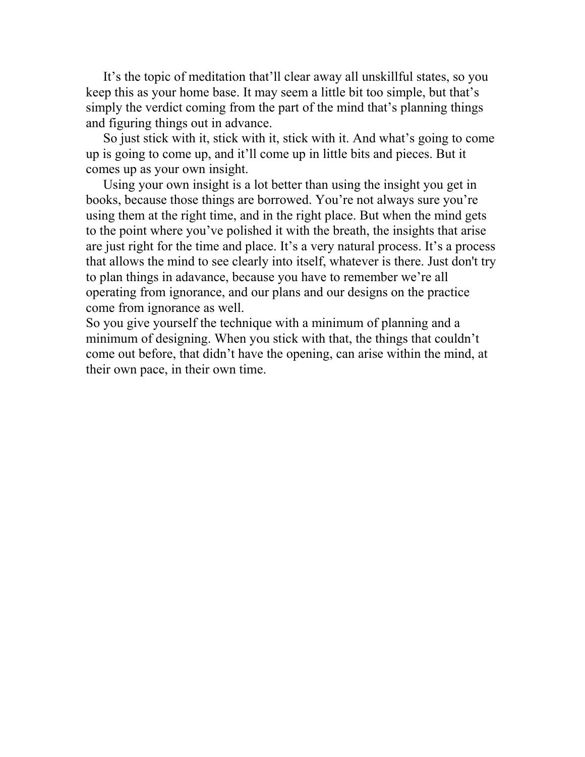It's the topic of meditation that'll clear away all unskillful states, so you keep this as your home base. It may seem a little bit too simple, but that's simply the verdict coming from the part of the mind that's planning things and figuring things out in advance.

So just stick with it, stick with it, stick with it. And what's going to come up is going to come up, and it'll come up in little bits and pieces. But it comes up as your own insight.

Using your own insight is a lot better than using the insight you get in books, because those things are borrowed. You're not always sure you're using them at the right time, and in the right place. But when the mind gets to the point where you've polished it with the breath, the insights that arise are just right for the time and place. It's a very natural process. It's a process that allows the mind to see clearly into itself, whatever is there. Just don't try to plan things in adavance, because you have to remember we're all operating from ignorance, and our plans and our designs on the practice come from ignorance as well.

So you give yourself the technique with a minimum of planning and a minimum of designing. When you stick with that, the things that couldn't come out before, that didn't have the opening, can arise within the mind, at their own pace, in their own time.